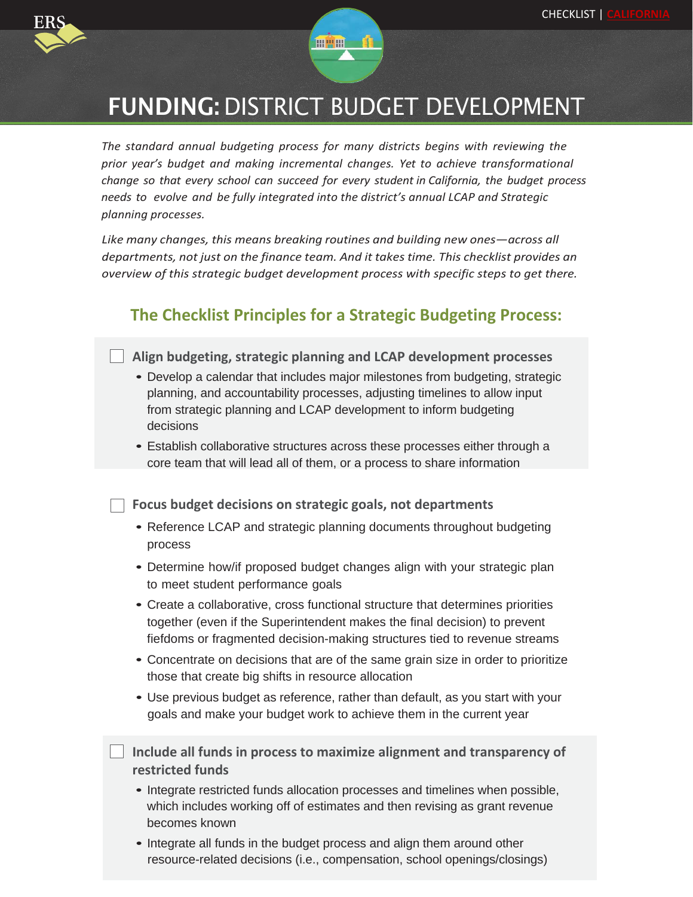# FUNDING: DISTRICT BUDGET DEVELOPMENT

*The standard annual budgeting process for many districts begins with reviewing the prior year's budget and making incremental changes. Yet to achieve transformational change so that every school can succeed for every student in California, the budget process needs to evolve and be fully integrated into the district's annual LCAP and Strategic planning processes.*

*Like many changes, this means breaking routines and building new ones—across all departments, not just on the finance team. And it takes time. This checklist provides an overview of this strategic budget development process with specific steps to get there.*

## The Checklist Principles for a Strategic Budgeting Process:

- [ ] **Align budgeting, strategic planning and LCAP development processes**
  - Develop a calendar that includes major milestones from budgeting, strategic planning, and accountability processes, adjusting timelines to allow input from strategic planning and LCAP development to inform budgeting decisions
  - Establish collaborative structures across these processes either through a core team that will lead all of them, or a process to share information

- [ ] **Focus budget decisions on strategic goals, not departments**
  - Reference LCAP and strategic planning documents throughout budgeting process
  - Determine how/if proposed budget changes align with your strategic plan to meet student performance goals
  - Create a collaborative, cross functional structure that determines priorities together (even if the Superintendent makes the final decision) to prevent fiefdoms or fragmented decision-making structures tied to revenue streams
  - Concentrate on decisions that are of the same grain size in order to prioritize those that create big shifts in resource allocation
  - Use previous budget as reference, rather than default, as you start with your goals and make your budget work to achieve them in the current year

- [ ] **Include all funds in process to maximize alignment and transparency of restricted funds**
  - Integrate restricted funds allocation processes and timelines when possible, which includes working off of estimates and then revising as grant revenue becomes known
  - Integrate all funds in the budget process and align them around other resource-related decisions (i.e., compensation, school openings/closings)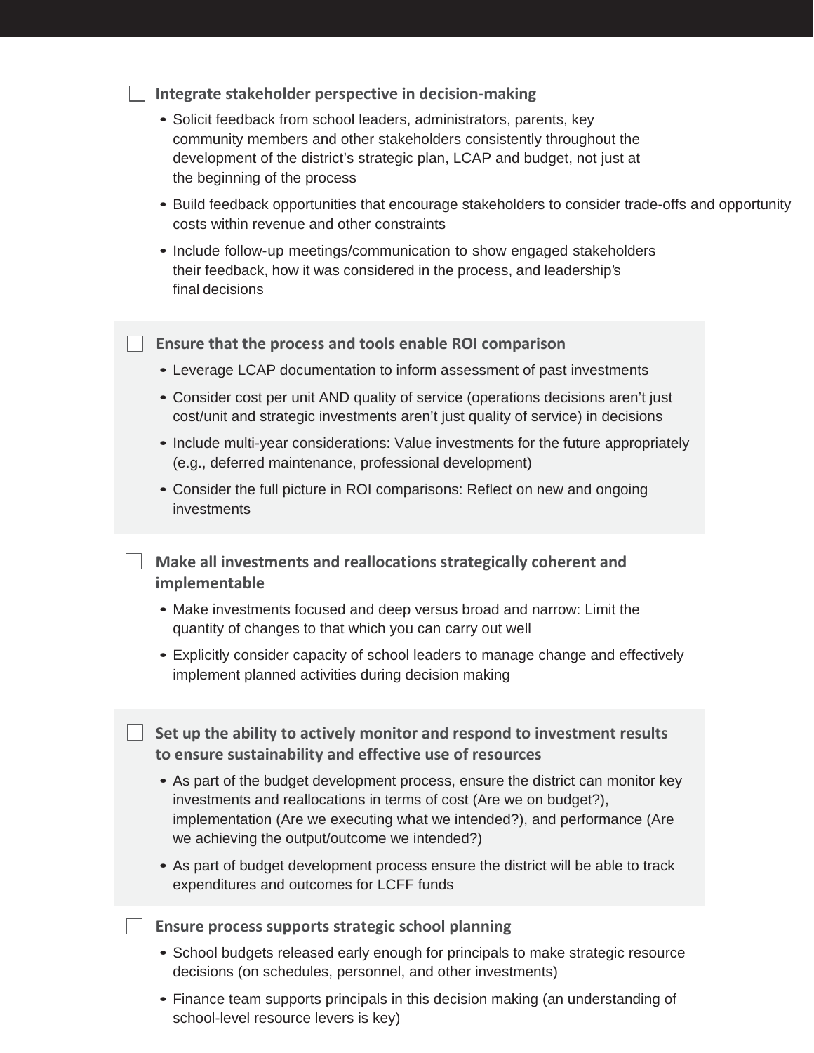- [ ] **Integrate stakeholder perspective in decision-making**
    - Solicit feedback from school leaders, administrators, parents, key community members and other stakeholders consistently throughout the development of the district's strategic plan, LCAP and budget, not just at the beginning of the process
    - Build feedback opportunities that encourage stakeholders to consider trade-offs and opportunity costs within revenue and other constraints
    - Include follow-up meetings/communication to show engaged stakeholders their feedback, how it was considered in the process, and leadership's final decisions

- [ ] **Ensure that the process and tools enable ROI comparison**
    - Leverage LCAP documentation to inform assessment of past investments
    - Consider cost per unit AND quality of service (operations decisions aren't just cost/unit and strategic investments aren't just quality of service) in decisions
    - Include multi-year considerations: Value investments for the future appropriately (e.g., deferred maintenance, professional development)
    - Consider the full picture in ROI comparisons: Reflect on new and ongoing investments

- [ ] **Make all investments and reallocations strategically coherent and implementable**
    - Make investments focused and deep versus broad and narrow: Limit the quantity of changes to that which you can carry out well
    - Explicitly consider capacity of school leaders to manage change and effectively implement planned activities during decision making

- [ ] **Set up the ability to actively monitor and respond to investment results to ensure sustainability and effective use of resources**
    - As part of the budget development process, ensure the district can monitor key investments and reallocations in terms of cost (Are we on budget?), implementation (Are we executing what we intended?), and performance (Are we achieving the output/outcome we intended?)
    - As part of budget development process ensure the district will be able to track expenditures and outcomes for LCFF funds

- [ ] **Ensure process supports strategic school planning**
    - School budgets released early enough for principals to make strategic resource decisions (on schedules, personnel, and other investments)
    - Finance team supports principals in this decision making (an understanding of school-level resource levers is key)